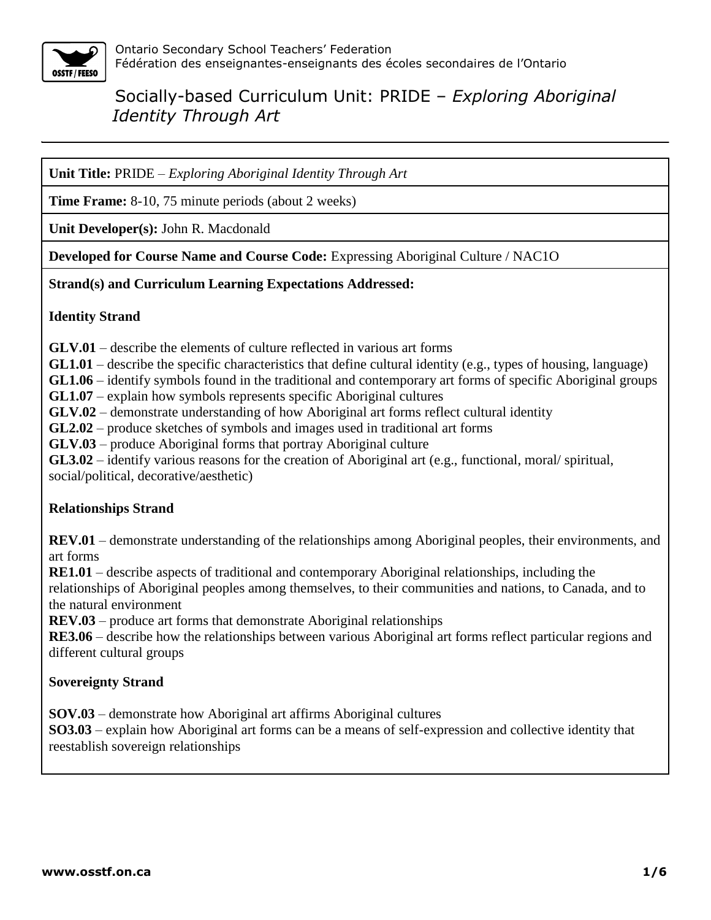Ontario Secondary School Teachers' Federation
Fédération des enseignantes-enseignants des écoles secondaires de l'Ontario

# Socially-based Curriculum Unit: PRIDE – *Exploring Aboriginal Identity Through Art*

**Unit Title:** PRIDE – *Exploring Aboriginal Identity Through Art*

**Time Frame:** 8-10, 75 minute periods (about 2 weeks)

**Unit Developer(s):** John R. Macdonald

**Developed for Course Name and Course Code:** Expressing Aboriginal Culture / NAC1O

**Strand(s) and Curriculum Learning Expectations Addressed:**

**Identity Strand**

**GLV.01** – describe the elements of culture reflected in various art forms
**GL1.01** – describe the specific characteristics that define cultural identity (e.g., types of housing, language)
**GL1.06** – identify symbols found in the traditional and contemporary art forms of specific Aboriginal groups
**GL1.07** – explain how symbols represents specific Aboriginal cultures
**GLV.02** – demonstrate understanding of how Aboriginal art forms reflect cultural identity
**GL2.02** – produce sketches of symbols and images used in traditional art forms
**GLV.03** – produce Aboriginal forms that portray Aboriginal culture
**GL3.02** – identify various reasons for the creation of Aboriginal art (e.g., functional, moral/ spiritual, social/political, decorative/aesthetic)

**Relationships Strand**

**REV.01** – demonstrate understanding of the relationships among Aboriginal peoples, their environments, and art forms
**RE1.01** – describe aspects of traditional and contemporary Aboriginal relationships, including the relationships of Aboriginal peoples among themselves, to their communities and nations, to Canada, and to the natural environment
**REV.03** – produce art forms that demonstrate Aboriginal relationships
**RE3.06** – describe how the relationships between various Aboriginal art forms reflect particular regions and different cultural groups

**Sovereignty Strand**

**SOV.03** – demonstrate how Aboriginal art affirms Aboriginal cultures
**SO3.03** – explain how Aboriginal art forms can be a means of self-expression and collective identity that reestablish sovereign relationships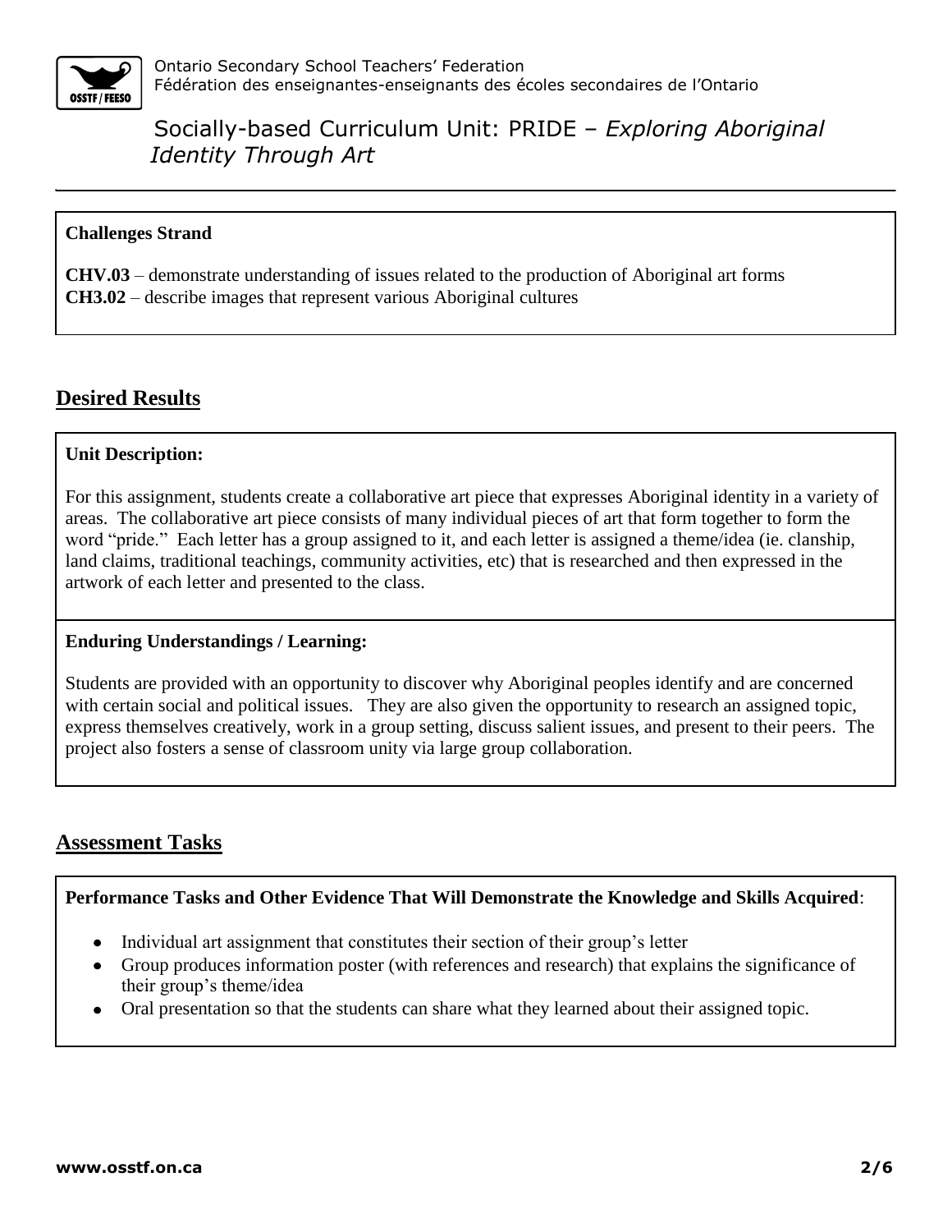**Challenges Strand**

**CHV.03** – demonstrate understanding of issues related to the production of Aboriginal art forms
**CH3.02** – describe images that represent various Aboriginal cultures

## Desired Results

**Unit Description:**

For this assignment, students create a collaborative art piece that expresses Aboriginal identity in a variety of areas. The collaborative art piece consists of many individual pieces of art that form together to form the word "pride." Each letter has a group assigned to it, and each letter is assigned a theme/idea (ie. clanship, land claims, traditional teachings, community activities, etc) that is researched and then expressed in the artwork of each letter and presented to the class.

**Enduring Understandings / Learning:**

Students are provided with an opportunity to discover why Aboriginal peoples identify and are concerned with certain social and political issues. They are also given the opportunity to research an assigned topic, express themselves creatively, work in a group setting, discuss salient issues, and present to their peers. The project also fosters a sense of classroom unity via large group collaboration.

## Assessment Tasks

**Performance Tasks and Other Evidence That Will Demonstrate the Knowledge and Skills Acquired**:

- Individual art assignment that constitutes their section of their group's letter
- Group produces information poster (with references and research) that explains the significance of their group's theme/idea
- Oral presentation so that the students can share what they learned about their assigned topic.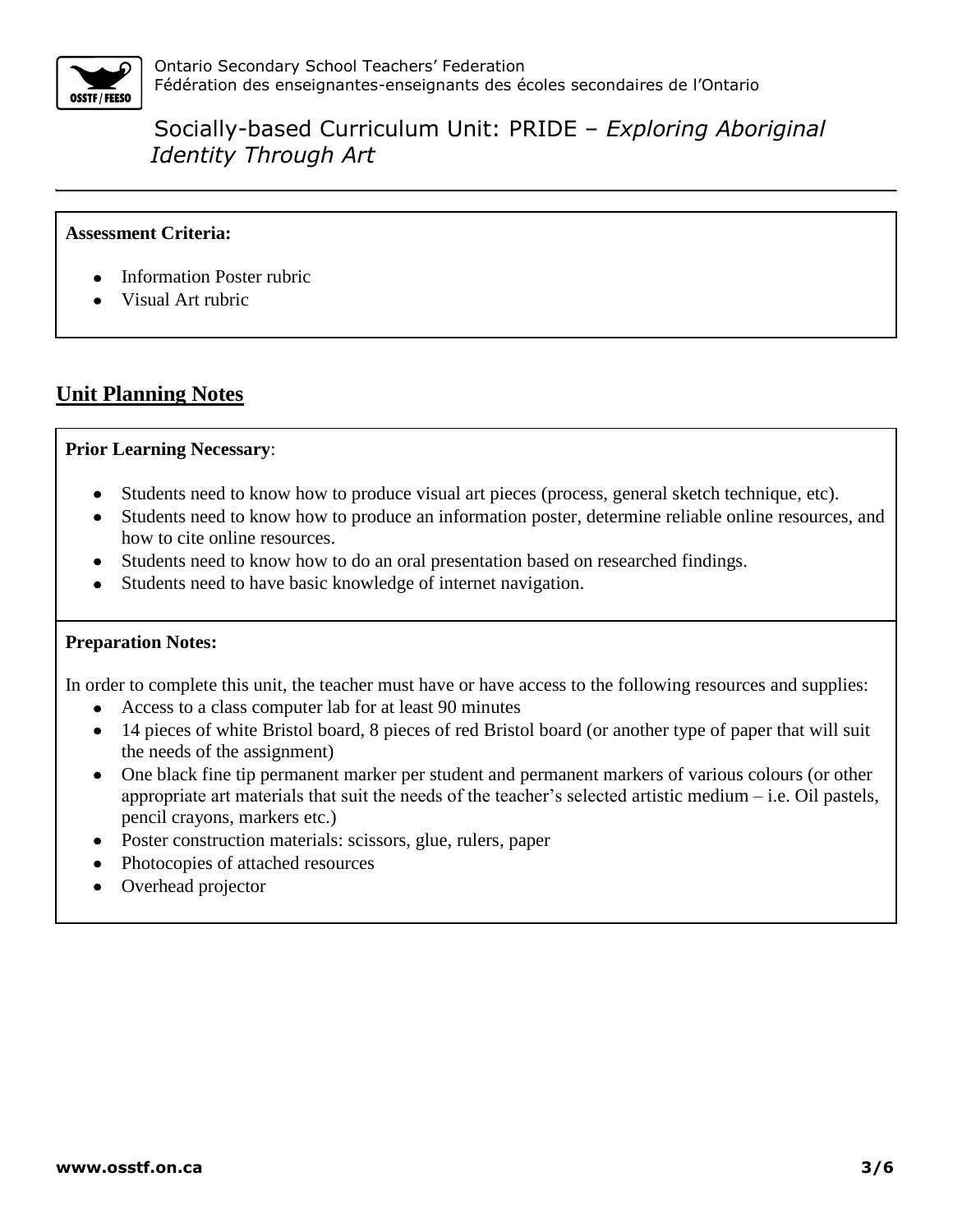**Assessment Criteria:**

- Information Poster rubric
- Visual Art rubric

## Unit Planning Notes

**Prior Learning Necessary**:

- Students need to know how to produce visual art pieces (process, general sketch technique, etc).
- Students need to know how to produce an information poster, determine reliable online resources, and how to cite online resources.
- Students need to know how to do an oral presentation based on researched findings.
- Students need to have basic knowledge of internet navigation.

**Preparation Notes:**

In order to complete this unit, the teacher must have or have access to the following resources and supplies:

- Access to a class computer lab for at least 90 minutes
- 14 pieces of white Bristol board, 8 pieces of red Bristol board (or another type of paper that will suit the needs of the assignment)
- One black fine tip permanent marker per student and permanent markers of various colours (or other appropriate art materials that suit the needs of the teacher's selected artistic medium – i.e. Oil pastels, pencil crayons, markers etc.)
- Poster construction materials: scissors, glue, rulers, paper
- Photocopies of attached resources
- Overhead projector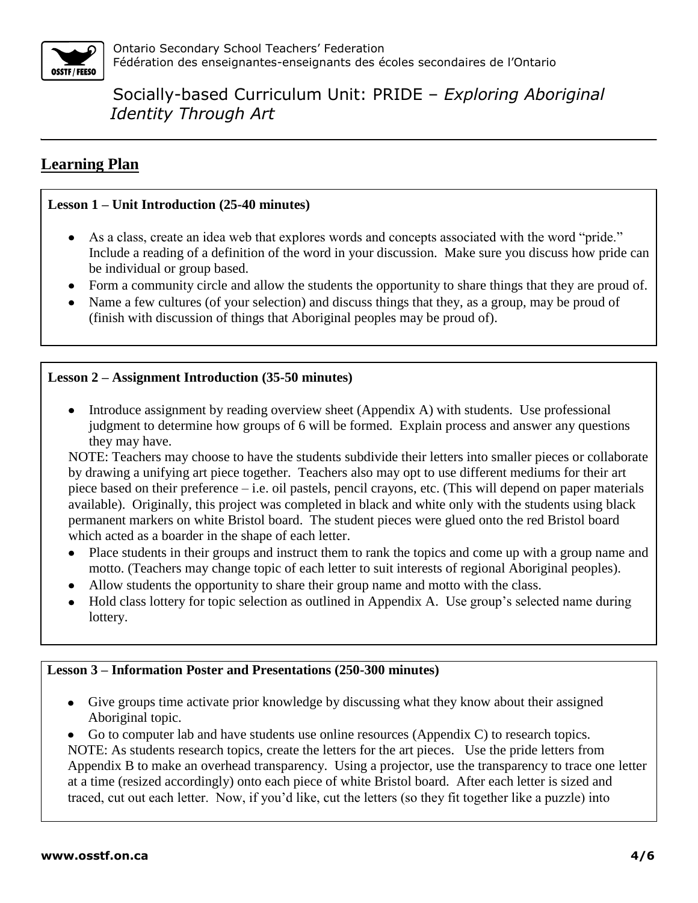## Learning Plan

**Lesson 1 – Unit Introduction (25-40 minutes)**

- As a class, create an idea web that explores words and concepts associated with the word "pride." Include a reading of a definition of the word in your discussion. Make sure you discuss how pride can be individual or group based.
- Form a community circle and allow the students the opportunity to share things that they are proud of.
- Name a few cultures (of your selection) and discuss things that they, as a group, may be proud of (finish with discussion of things that Aboriginal peoples may be proud of).

**Lesson 2 – Assignment Introduction (35-50 minutes)**

- Introduce assignment by reading overview sheet (Appendix A) with students. Use professional judgment to determine how groups of 6 will be formed. Explain process and answer any questions they may have.

NOTE: Teachers may choose to have the students subdivide their letters into smaller pieces or collaborate by drawing a unifying art piece together. Teachers also may opt to use different mediums for their art piece based on their preference – i.e. oil pastels, pencil crayons, etc. (This will depend on paper materials available). Originally, this project was completed in black and white only with the students using black permanent markers on white Bristol board. The student pieces were glued onto the red Bristol board which acted as a boarder in the shape of each letter.

- Place students in their groups and instruct them to rank the topics and come up with a group name and motto. (Teachers may change topic of each letter to suit interests of regional Aboriginal peoples).
- Allow students the opportunity to share their group name and motto with the class.
- Hold class lottery for topic selection as outlined in Appendix A. Use group's selected name during lottery.

**Lesson 3 – Information Poster and Presentations (250-300 minutes)**

- Give groups time activate prior knowledge by discussing what they know about their assigned Aboriginal topic.
- Go to computer lab and have students use online resources (Appendix C) to research topics.

NOTE: As students research topics, create the letters for the art pieces. Use the pride letters from Appendix B to make an overhead transparency. Using a projector, use the transparency to trace one letter at a time (resized accordingly) onto each piece of white Bristol board. After each letter is sized and traced, cut out each letter. Now, if you'd like, cut the letters (so they fit together like a puzzle) into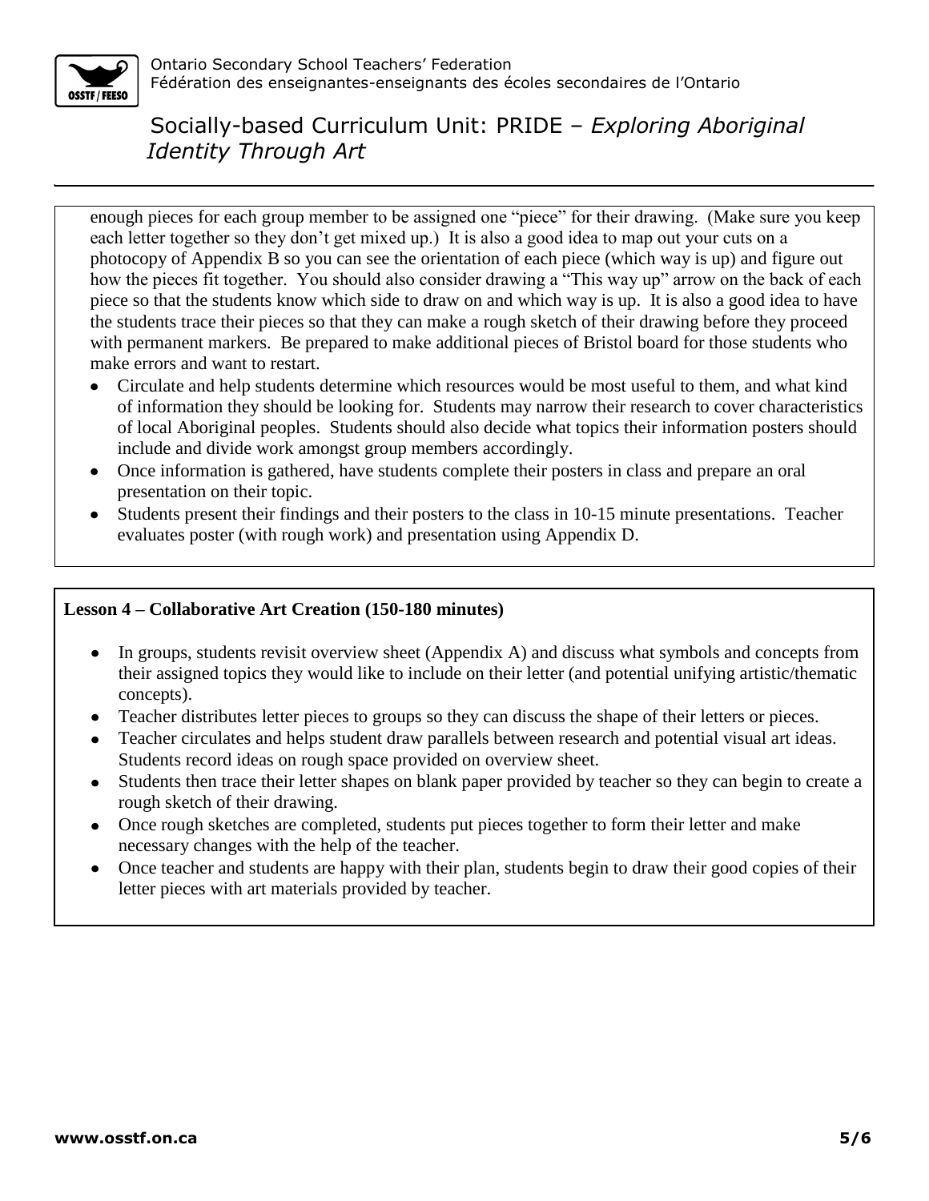enough pieces for each group member to be assigned one "piece" for their drawing. (Make sure you keep each letter together so they don't get mixed up.) It is also a good idea to map out your cuts on a photocopy of Appendix B so you can see the orientation of each piece (which way is up) and figure out how the pieces fit together. You should also consider drawing a "This way up" arrow on the back of each piece so that the students know which side to draw on and which way is up. It is also a good idea to have the students trace their pieces so that they can make a rough sketch of their drawing before they proceed with permanent markers. Be prepared to make additional pieces of Bristol board for those students who make errors and want to restart.

- Circulate and help students determine which resources would be most useful to them, and what kind of information they should be looking for. Students may narrow their research to cover characteristics of local Aboriginal peoples. Students should also decide what topics their information posters should include and divide work amongst group members accordingly.
- Once information is gathered, have students complete their posters in class and prepare an oral presentation on their topic.
- Students present their findings and their posters to the class in 10-15 minute presentations. Teacher evaluates poster (with rough work) and presentation using Appendix D.

**Lesson 4 – Collaborative Art Creation (150-180 minutes)**

- In groups, students revisit overview sheet (Appendix A) and discuss what symbols and concepts from their assigned topics they would like to include on their letter (and potential unifying artistic/thematic concepts).
- Teacher distributes letter pieces to groups so they can discuss the shape of their letters or pieces.
- Teacher circulates and helps student draw parallels between research and potential visual art ideas. Students record ideas on rough space provided on overview sheet.
- Students then trace their letter shapes on blank paper provided by teacher so they can begin to create a rough sketch of their drawing.
- Once rough sketches are completed, students put pieces together to form their letter and make necessary changes with the help of the teacher.
- Once teacher and students are happy with their plan, students begin to draw their good copies of their letter pieces with art materials provided by teacher.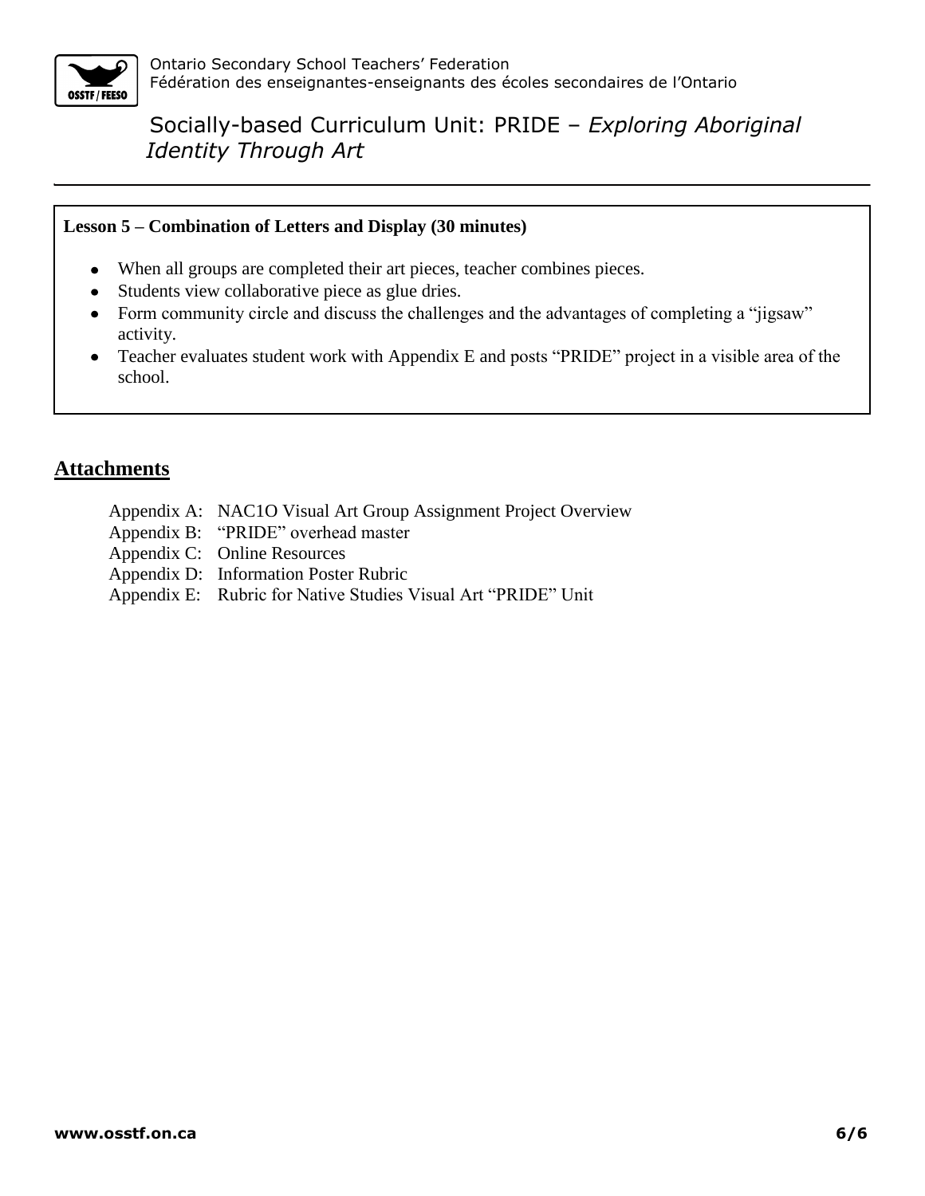**Lesson 5 – Combination of Letters and Display (30 minutes)**

- When all groups are completed their art pieces, teacher combines pieces.
- Students view collaborative piece as glue dries.
- Form community circle and discuss the challenges and the advantages of completing a "jigsaw" activity.
- Teacher evaluates student work with Appendix E and posts "PRIDE" project in a visible area of the school.

## Attachments

Appendix A: NAC1O Visual Art Group Assignment Project Overview
Appendix B: "PRIDE" overhead master
Appendix C: Online Resources
Appendix D: Information Poster Rubric
Appendix E: Rubric for Native Studies Visual Art "PRIDE" Unit